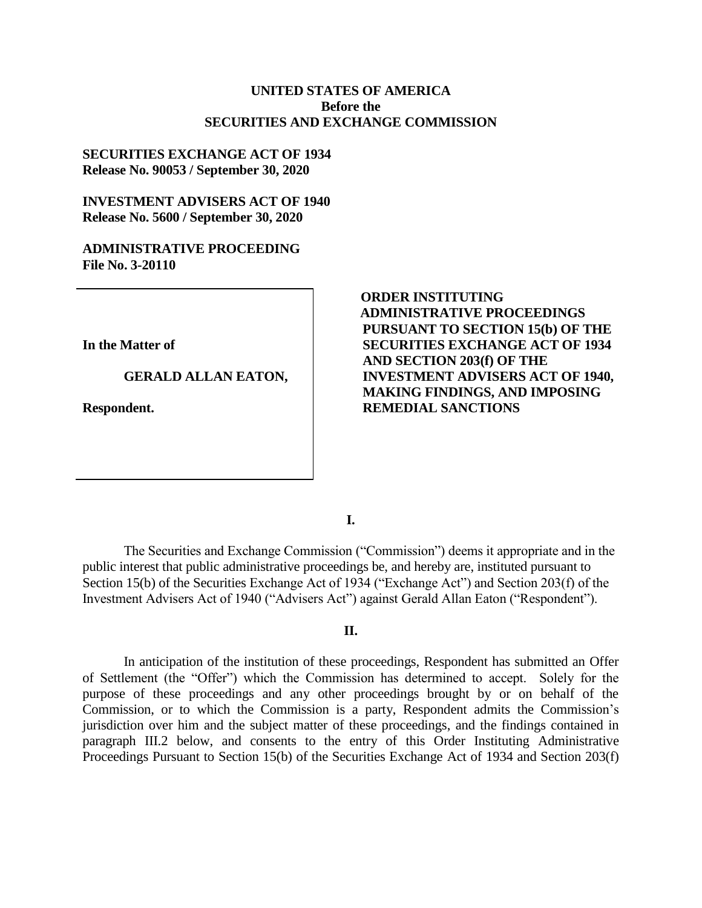**UNITED STATES OF AMERICA**
**Before the**
**SECURITIES AND EXCHANGE COMMISSION**

**SECURITIES EXCHANGE ACT OF 1934**
**Release No. 90053 / September 30, 2020**

**INVESTMENT ADVISERS ACT OF 1940**
**Release No. 5600 / September 30, 2020**

**ADMINISTRATIVE PROCEEDING**
**File No. 3-20110**

| | |
|---|---|
| **In the Matter of**<br><br>**GERALD ALLAN EATON,**<br><br>**Respondent.** | **ORDER INSTITUTING ADMINISTRATIVE PROCEEDINGS PURSUANT TO SECTION 15(b) OF THE SECURITIES EXCHANGE ACT OF 1934 AND SECTION 203(f) OF THE INVESTMENT ADVISERS ACT OF 1940, MAKING FINDINGS, AND IMPOSING REMEDIAL SANCTIONS** |

## I.

The Securities and Exchange Commission ("Commission") deems it appropriate and in the public interest that public administrative proceedings be, and hereby are, instituted pursuant to Section 15(b) of the Securities Exchange Act of 1934 ("Exchange Act") and Section 203(f) of the Investment Advisers Act of 1940 ("Advisers Act") against Gerald Allan Eaton ("Respondent").

## II.

In anticipation of the institution of these proceedings, Respondent has submitted an Offer of Settlement (the "Offer") which the Commission has determined to accept. Solely for the purpose of these proceedings and any other proceedings brought by or on behalf of the Commission, or to which the Commission is a party, Respondent admits the Commission's jurisdiction over him and the subject matter of these proceedings, and the findings contained in paragraph III.2 below, and consents to the entry of this Order Instituting Administrative Proceedings Pursuant to Section 15(b) of the Securities Exchange Act of 1934 and Section 203(f)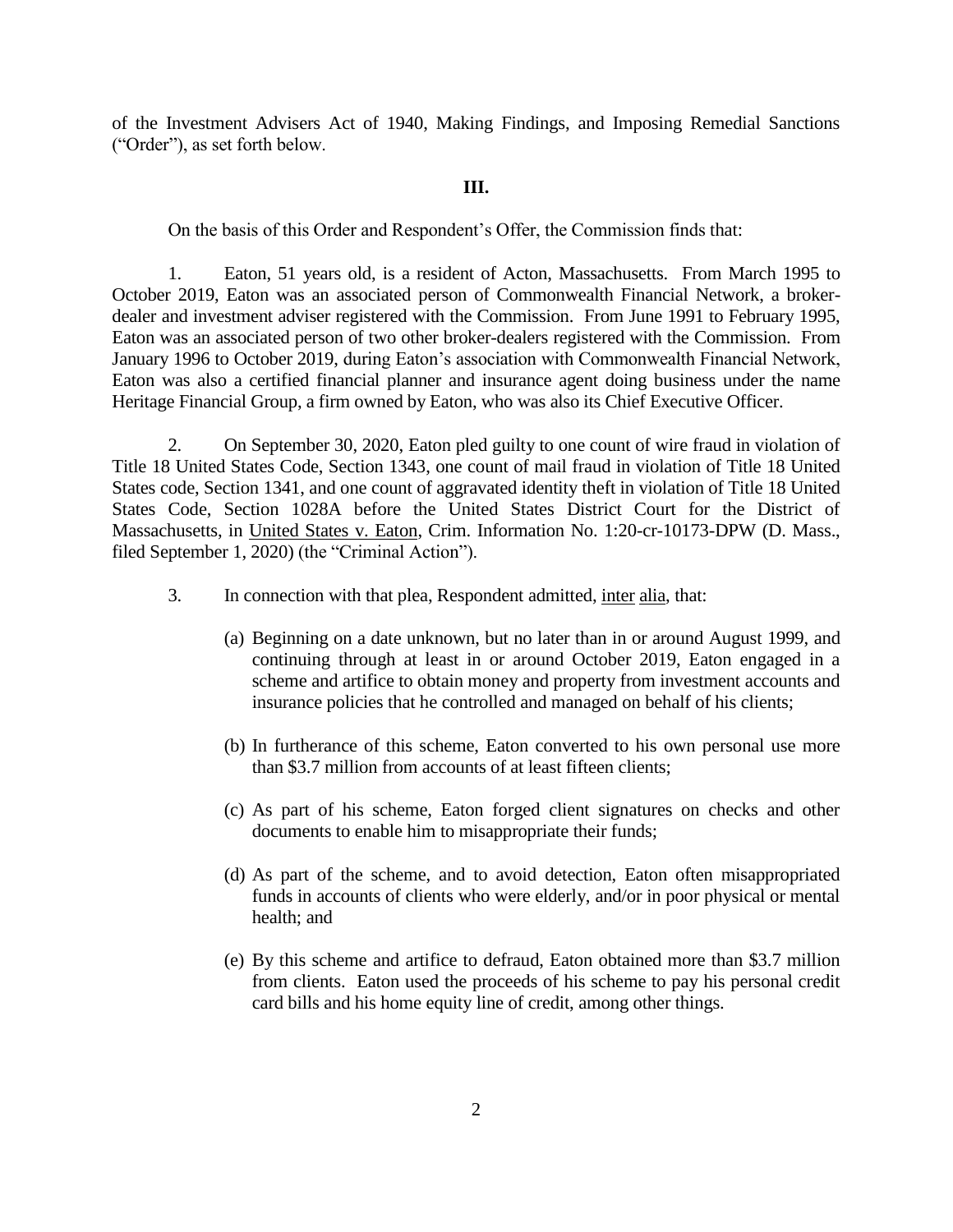of the Investment Advisers Act of 1940, Making Findings, and Imposing Remedial Sanctions ("Order"), as set forth below.

**III.**

On the basis of this Order and Respondent's Offer, the Commission finds that:

1. Eaton, 51 years old, is a resident of Acton, Massachusetts. From March 1995 to October 2019, Eaton was an associated person of Commonwealth Financial Network, a broker-dealer and investment adviser registered with the Commission. From June 1991 to February 1995, Eaton was an associated person of two other broker-dealers registered with the Commission. From January 1996 to October 2019, during Eaton's association with Commonwealth Financial Network, Eaton was also a certified financial planner and insurance agent doing business under the name Heritage Financial Group, a firm owned by Eaton, who was also its Chief Executive Officer.

2. On September 30, 2020, Eaton pled guilty to one count of wire fraud in violation of Title 18 United States Code, Section 1343, one count of mail fraud in violation of Title 18 United States code, Section 1341, and one count of aggravated identity theft in violation of Title 18 United States Code, Section 1028A before the United States District Court for the District of Massachusetts, in United States v. Eaton, Crim. Information No. 1:20-cr-10173-DPW (D. Mass., filed September 1, 2020) (the "Criminal Action").

3. In connection with that plea, Respondent admitted, inter alia, that:

   (a) Beginning on a date unknown, but no later than in or around August 1999, and continuing through at least in or around October 2019, Eaton engaged in a scheme and artifice to obtain money and property from investment accounts and insurance policies that he controlled and managed on behalf of his clients;

   (b) In furtherance of this scheme, Eaton converted to his own personal use more than $3.7 million from accounts of at least fifteen clients;

   (c) As part of his scheme, Eaton forged client signatures on checks and other documents to enable him to misappropriate their funds;

   (d) As part of the scheme, and to avoid detection, Eaton often misappropriated funds in accounts of clients who were elderly, and/or in poor physical or mental health; and

   (e) By this scheme and artifice to defraud, Eaton obtained more than $3.7 million from clients. Eaton used the proceeds of his scheme to pay his personal credit card bills and his home equity line of credit, among other things.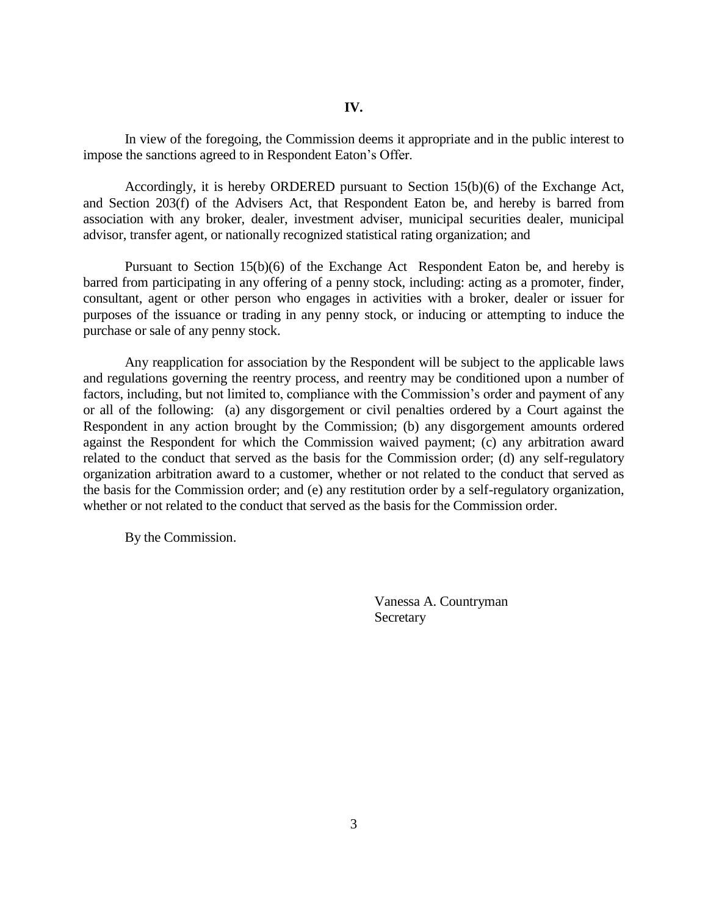## IV.

In view of the foregoing, the Commission deems it appropriate and in the public interest to impose the sanctions agreed to in Respondent Eaton's Offer.

Accordingly, it is hereby ORDERED pursuant to Section 15(b)(6) of the Exchange Act, and Section 203(f) of the Advisers Act, that Respondent Eaton be, and hereby is barred from association with any broker, dealer, investment adviser, municipal securities dealer, municipal advisor, transfer agent, or nationally recognized statistical rating organization; and

Pursuant to Section 15(b)(6) of the Exchange Act Respondent Eaton be, and hereby is barred from participating in any offering of a penny stock, including: acting as a promoter, finder, consultant, agent or other person who engages in activities with a broker, dealer or issuer for purposes of the issuance or trading in any penny stock, or inducing or attempting to induce the purchase or sale of any penny stock.

Any reapplication for association by the Respondent will be subject to the applicable laws and regulations governing the reentry process, and reentry may be conditioned upon a number of factors, including, but not limited to, compliance with the Commission's order and payment of any or all of the following: (a) any disgorgement or civil penalties ordered by a Court against the Respondent in any action brought by the Commission; (b) any disgorgement amounts ordered against the Respondent for which the Commission waived payment; (c) any arbitration award related to the conduct that served as the basis for the Commission order; (d) any self-regulatory organization arbitration award to a customer, whether or not related to the conduct that served as the basis for the Commission order; and (e) any restitution order by a self-regulatory organization, whether or not related to the conduct that served as the basis for the Commission order.

By the Commission.

Vanessa A. Countryman
Secretary